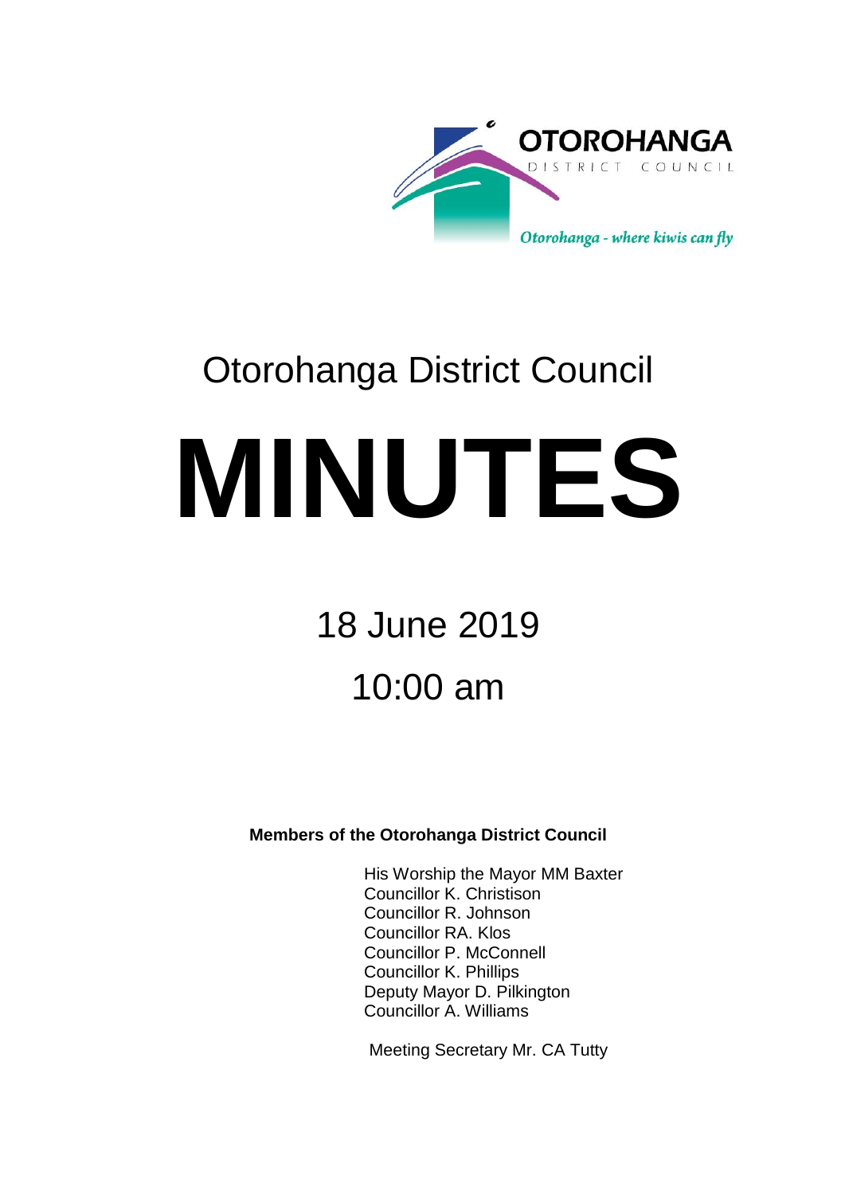OTOROHANGA

DISTRICT COUNCIL

*Otorohanga - where kiwis can fly*

# Otorohanga District Council

# MINUTES

## 18 June 2019

## 10:00 am

**Members of the Otorohanga District Council**

His Worship the Mayor MM Baxter
Councillor K. Christison
Councillor R. Johnson
Councillor RA. Klos
Councillor P. McConnell
Councillor K. Phillips
Deputy Mayor D. Pilkington
Councillor A. Williams

Meeting Secretary Mr. CA Tutty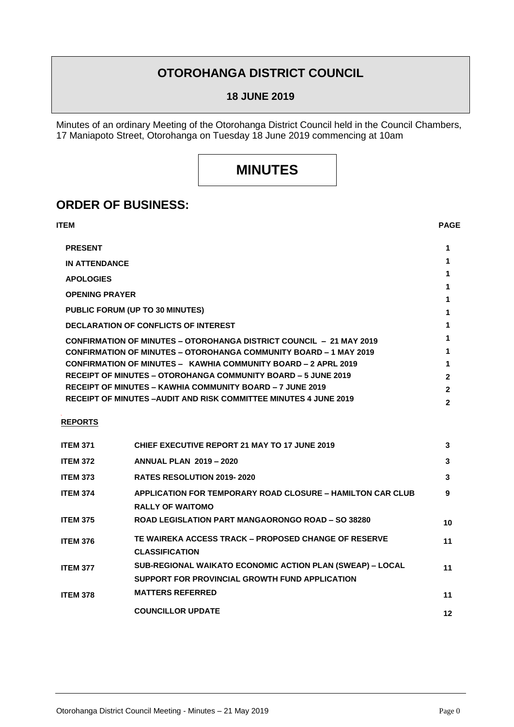# OTOROHANGA DISTRICT COUNCIL

**18 JUNE 2019**

Minutes of an ordinary Meeting of the Otorohanga District Council held in the Council Chambers, 17 Maniapoto Street, Otorohanga on Tuesday 18 June 2019 commencing at 10am

# MINUTES

## ORDER OF BUSINESS:

| ITEM | | PAGE |
|---|---|---|
| PRESENT | | 1 |
| IN ATTENDANCE | | 1 |
| APOLOGIES | | 1 |
| OPENING PRAYER | | 1 |
| PUBLIC FORUM (UP TO 30 MINUTES) | | 1 |
| DECLARATION OF CONFLICTS OF INTEREST | | 1 |
| CONFIRMATION OF MINUTES – OTOROHANGA DISTRICT COUNCIL – 21 MAY 2019 | | 1 |
| CONFIRMATION OF MINUTES – OTOROHANGA COMMUNITY BOARD – 1 MAY 2019 | | 1 |
| CONFIRMATION OF MINUTES – KAWHIA COMMUNITY BOARD – 2 APRL 2019 | | 1 |
| RECEIPT OF MINUTES – OTOROHANGA COMMUNITY BOARD – 5 JUNE 2019 | | 1 |
| RECEIPT OF MINUTES – KAWHIA COMMUNITY BOARD – 7 JUNE 2019 | | 2 |
| RECEIPT OF MINUTES –AUDIT AND RISK COMMITTEE MINUTES 4 JUNE 2019 | | 2 |
| | | 2 |

**REPORTS**

| | | |
|---|---|---|
| ITEM 371 | CHIEF EXECUTIVE REPORT 21 MAY TO 17 JUNE 2019 | 3 |
| ITEM 372 | ANNUAL PLAN 2019 – 2020 | 3 |
| ITEM 373 | RATES RESOLUTION 2019- 2020 | 3 |
| ITEM 374 | APPLICATION FOR TEMPORARY ROAD CLOSURE – HAMILTON CAR CLUB RALLY OF WAITOMO | 9 |
| ITEM 375 | ROAD LEGISLATION PART MANGAORONGO ROAD – SO 38280 | 10 |
| ITEM 376 | TE WAIREKA ACCESS TRACK – PROPOSED CHANGE OF RESERVE CLASSIFICATION | 11 |
| ITEM 377 | SUB-REGIONAL WAIKATO ECONOMIC ACTION PLAN (SWEAP) – LOCAL SUPPORT FOR PROVINCIAL GROWTH FUND APPLICATION | 11 |
| ITEM 378 | MATTERS REFERRED | 11 |
| | COUNCILLOR UPDATE | 12 |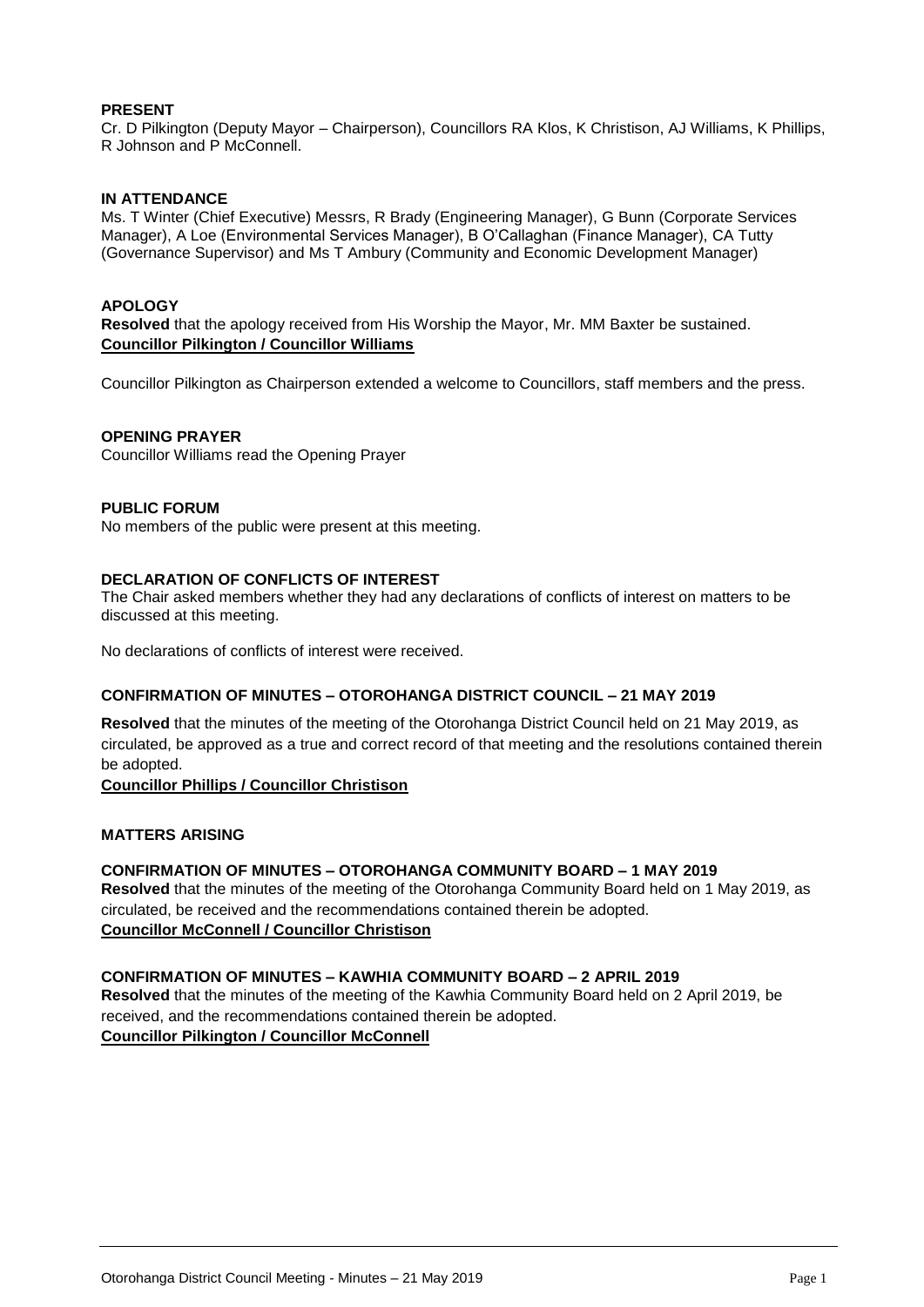**PRESENT**
Cr. D Pilkington (Deputy Mayor – Chairperson), Councillors RA Klos, K Christison, AJ Williams, K Phillips, R Johnson and P McConnell.

**IN ATTENDANCE**
Ms. T Winter (Chief Executive) Messrs, R Brady (Engineering Manager), G Bunn (Corporate Services Manager), A Loe (Environmental Services Manager), B O'Callaghan (Finance Manager), CA Tutty (Governance Supervisor) and Ms T Ambury (Community and Economic Development Manager)

**APOLOGY**
**Resolved** that the apology received from His Worship the Mayor, Mr. MM Baxter be sustained.
**Councillor Pilkington / Councillor Williams**

Councillor Pilkington as Chairperson extended a welcome to Councillors, staff members and the press.

**OPENING PRAYER**
Councillor Williams read the Opening Prayer

**PUBLIC FORUM**
No members of the public were present at this meeting.

**DECLARATION OF CONFLICTS OF INTEREST**
The Chair asked members whether they had any declarations of conflicts of interest on matters to be discussed at this meeting.

No declarations of conflicts of interest were received.

**CONFIRMATION OF MINUTES – OTOROHANGA DISTRICT COUNCIL – 21 MAY 2019**

**Resolved** that the minutes of the meeting of the Otorohanga District Council held on 21 May 2019, as circulated, be approved as a true and correct record of that meeting and the resolutions contained therein be adopted.
**Councillor Phillips / Councillor Christison**

**MATTERS ARISING**

**CONFIRMATION OF MINUTES – OTOROHANGA COMMUNITY BOARD – 1 MAY 2019**
**Resolved** that the minutes of the meeting of the Otorohanga Community Board held on 1 May 2019, as circulated, be received and the recommendations contained therein be adopted.
**Councillor McConnell / Councillor Christison**

**CONFIRMATION OF MINUTES – KAWHIA COMMUNITY BOARD – 2 APRIL 2019**
**Resolved** that the minutes of the meeting of the Kawhia Community Board held on 2 April 2019, be received, and the recommendations contained therein be adopted.
**Councillor Pilkington / Councillor McConnell**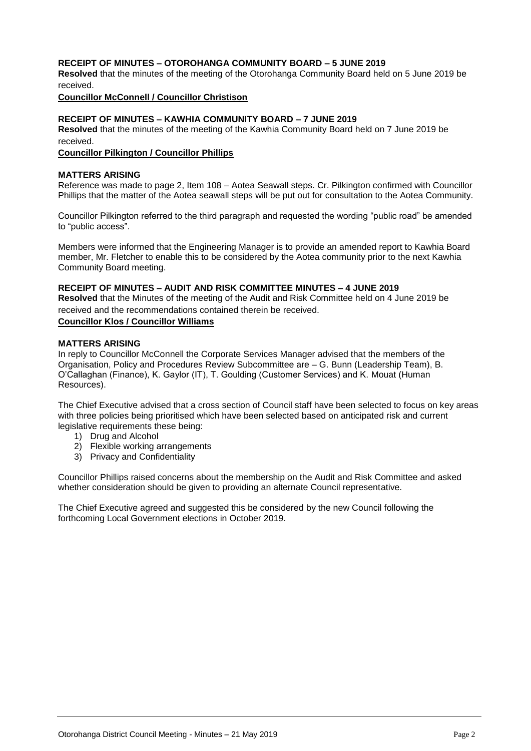**RECEIPT OF MINUTES – OTOROHANGA COMMUNITY BOARD – 5 JUNE 2019**

**Resolved** that the minutes of the meeting of the Otorohanga Community Board held on 5 June 2019 be received.

**Councillor McConnell / Councillor Christison**

**RECEIPT OF MINUTES – KAWHIA COMMUNITY BOARD – 7 JUNE 2019**

**Resolved** that the minutes of the meeting of the Kawhia Community Board held on 7 June 2019 be received.

**Councillor Pilkington / Councillor Phillips**

**MATTERS ARISING**

Reference was made to page 2, Item 108 – Aotea Seawall steps. Cr. Pilkington confirmed with Councillor Phillips that the matter of the Aotea seawall steps will be put out for consultation to the Aotea Community.

Councillor Pilkington referred to the third paragraph and requested the wording "public road" be amended to "public access".

Members were informed that the Engineering Manager is to provide an amended report to Kawhia Board member, Mr. Fletcher to enable this to be considered by the Aotea community prior to the next Kawhia Community Board meeting.

**RECEIPT OF MINUTES – AUDIT AND RISK COMMITTEE MINUTES – 4 JUNE 2019**

**Resolved** that the Minutes of the meeting of the Audit and Risk Committee held on 4 June 2019 be received and the recommendations contained therein be received.

**Councillor Klos / Councillor Williams**

**MATTERS ARISING**

In reply to Councillor McConnell the Corporate Services Manager advised that the members of the Organisation, Policy and Procedures Review Subcommittee are – G. Bunn (Leadership Team), B. O'Callaghan (Finance), K. Gaylor (IT), T. Goulding (Customer Services) and K. Mouat (Human Resources).

The Chief Executive advised that a cross section of Council staff have been selected to focus on key areas with three policies being prioritised which have been selected based on anticipated risk and current legislative requirements these being:

1) Drug and Alcohol
2) Flexible working arrangements
3) Privacy and Confidentiality

Councillor Phillips raised concerns about the membership on the Audit and Risk Committee and asked whether consideration should be given to providing an alternate Council representative.

The Chief Executive agreed and suggested this be considered by the new Council following the forthcoming Local Government elections in October 2019.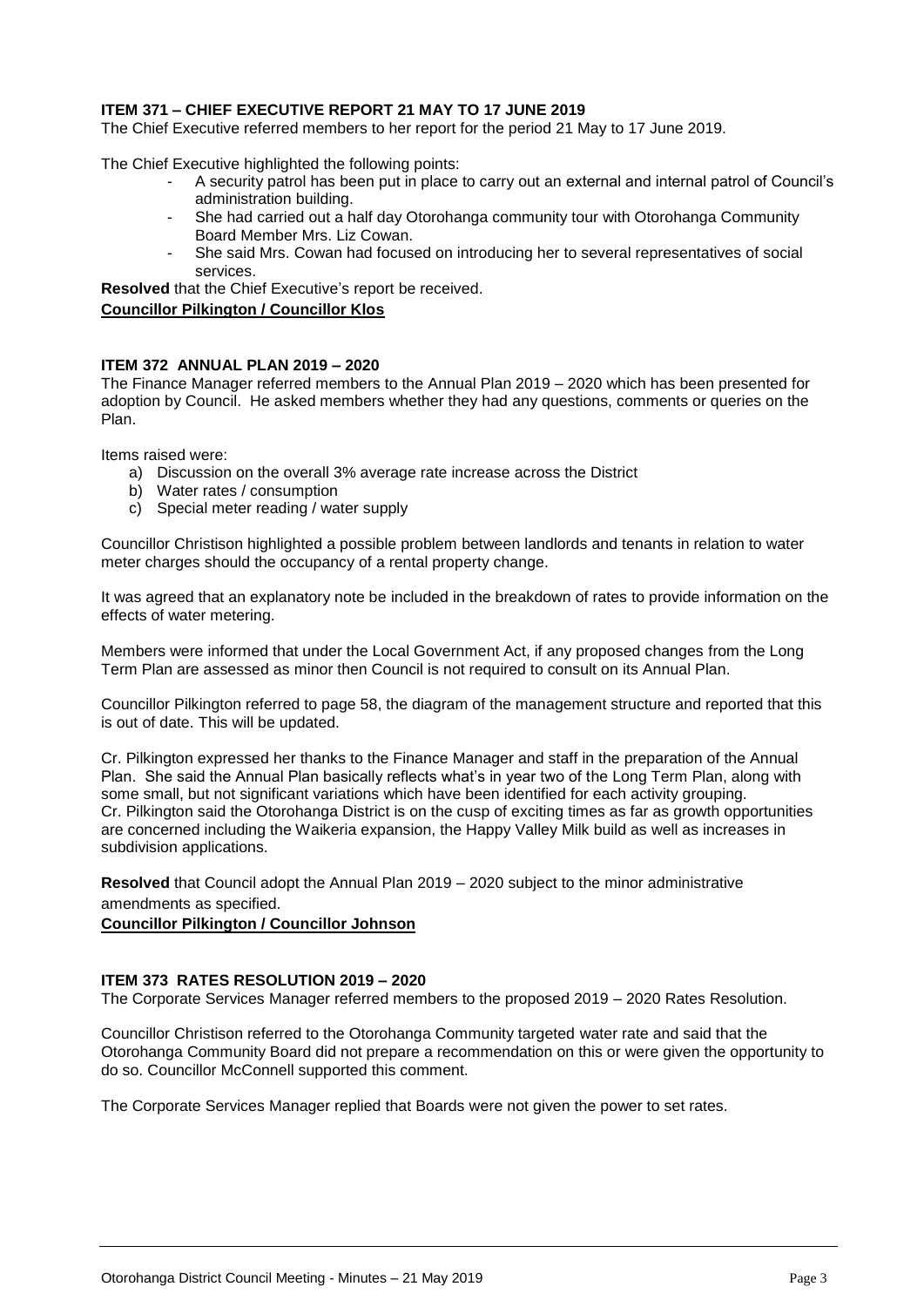### ITEM 371 – CHIEF EXECUTIVE REPORT 21 MAY TO 17 JUNE 2019

The Chief Executive referred members to her report for the period 21 May to 17 June 2019.

The Chief Executive highlighted the following points:

- A security patrol has been put in place to carry out an external and internal patrol of Council's administration building.
- She had carried out a half day Otorohanga community tour with Otorohanga Community Board Member Mrs. Liz Cowan.
- She said Mrs. Cowan had focused on introducing her to several representatives of social services.

**Resolved** that the Chief Executive's report be received.

**Councillor Pilkington / Councillor Klos**

### ITEM 372 ANNUAL PLAN 2019 – 2020

The Finance Manager referred members to the Annual Plan 2019 – 2020 which has been presented for adoption by Council. He asked members whether they had any questions, comments or queries on the Plan.

Items raised were:

a) Discussion on the overall 3% average rate increase across the District
b) Water rates / consumption
c) Special meter reading / water supply

Councillor Christison highlighted a possible problem between landlords and tenants in relation to water meter charges should the occupancy of a rental property change.

It was agreed that an explanatory note be included in the breakdown of rates to provide information on the effects of water metering.

Members were informed that under the Local Government Act, if any proposed changes from the Long Term Plan are assessed as minor then Council is not required to consult on its Annual Plan.

Councillor Pilkington referred to page 58, the diagram of the management structure and reported that this is out of date. This will be updated.

Cr. Pilkington expressed her thanks to the Finance Manager and staff in the preparation of the Annual Plan. She said the Annual Plan basically reflects what's in year two of the Long Term Plan, along with some small, but not significant variations which have been identified for each activity grouping. Cr. Pilkington said the Otorohanga District is on the cusp of exciting times as far as growth opportunities are concerned including the Waikeria expansion, the Happy Valley Milk build as well as increases in subdivision applications.

**Resolved** that Council adopt the Annual Plan 2019 – 2020 subject to the minor administrative amendments as specified.

**Councillor Pilkington / Councillor Johnson**

### ITEM 373 RATES RESOLUTION 2019 – 2020

The Corporate Services Manager referred members to the proposed 2019 – 2020 Rates Resolution.

Councillor Christison referred to the Otorohanga Community targeted water rate and said that the Otorohanga Community Board did not prepare a recommendation on this or were given the opportunity to do so. Councillor McConnell supported this comment.

The Corporate Services Manager replied that Boards were not given the power to set rates.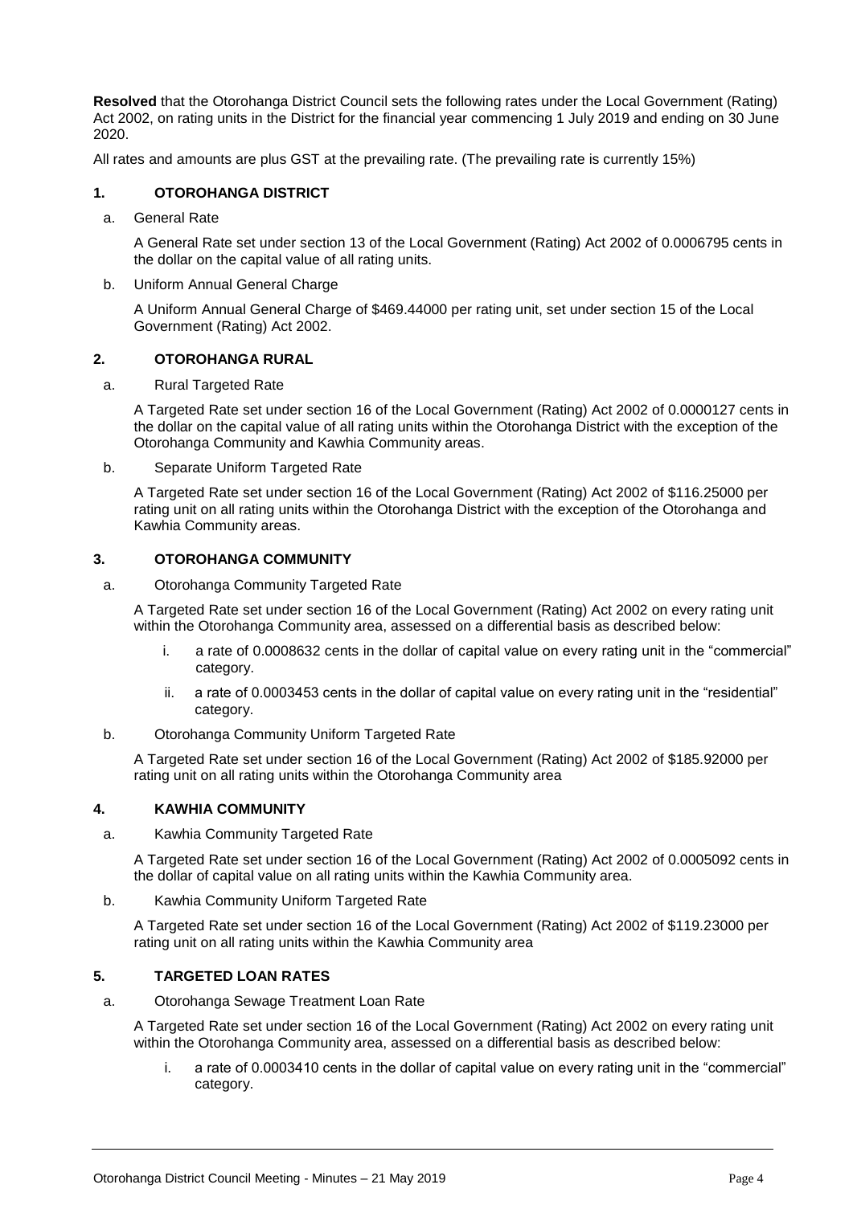**Resolved** that the Otorohanga District Council sets the following rates under the Local Government (Rating) Act 2002, on rating units in the District for the financial year commencing 1 July 2019 and ending on 30 June 2020.

All rates and amounts are plus GST at the prevailing rate. (The prevailing rate is currently 15%)

### 1. OTOROHANGA DISTRICT

a. General Rate

A General Rate set under section 13 of the Local Government (Rating) Act 2002 of 0.0006795 cents in the dollar on the capital value of all rating units.

b. Uniform Annual General Charge

A Uniform Annual General Charge of $469.44000 per rating unit, set under section 15 of the Local Government (Rating) Act 2002.

### 2. OTOROHANGA RURAL

a. Rural Targeted Rate

A Targeted Rate set under section 16 of the Local Government (Rating) Act 2002 of 0.0000127 cents in the dollar on the capital value of all rating units within the Otorohanga District with the exception of the Otorohanga Community and Kawhia Community areas.

b. Separate Uniform Targeted Rate

A Targeted Rate set under section 16 of the Local Government (Rating) Act 2002 of $116.25000 per rating unit on all rating units within the Otorohanga District with the exception of the Otorohanga and Kawhia Community areas.

### 3. OTOROHANGA COMMUNITY

a. Otorohanga Community Targeted Rate

A Targeted Rate set under section 16 of the Local Government (Rating) Act 2002 on every rating unit within the Otorohanga Community area, assessed on a differential basis as described below:

i. a rate of 0.0008632 cents in the dollar of capital value on every rating unit in the "commercial" category.

ii. a rate of 0.0003453 cents in the dollar of capital value on every rating unit in the "residential" category.

b. Otorohanga Community Uniform Targeted Rate

A Targeted Rate set under section 16 of the Local Government (Rating) Act 2002 of $185.92000 per rating unit on all rating units within the Otorohanga Community area

### 4. KAWHIA COMMUNITY

a. Kawhia Community Targeted Rate

A Targeted Rate set under section 16 of the Local Government (Rating) Act 2002 of 0.0005092 cents in the dollar of capital value on all rating units within the Kawhia Community area.

b. Kawhia Community Uniform Targeted Rate

A Targeted Rate set under section 16 of the Local Government (Rating) Act 2002 of $119.23000 per rating unit on all rating units within the Kawhia Community area

### 5. TARGETED LOAN RATES

a. Otorohanga Sewage Treatment Loan Rate

A Targeted Rate set under section 16 of the Local Government (Rating) Act 2002 on every rating unit within the Otorohanga Community area, assessed on a differential basis as described below:

i. a rate of 0.0003410 cents in the dollar of capital value on every rating unit in the "commercial" category.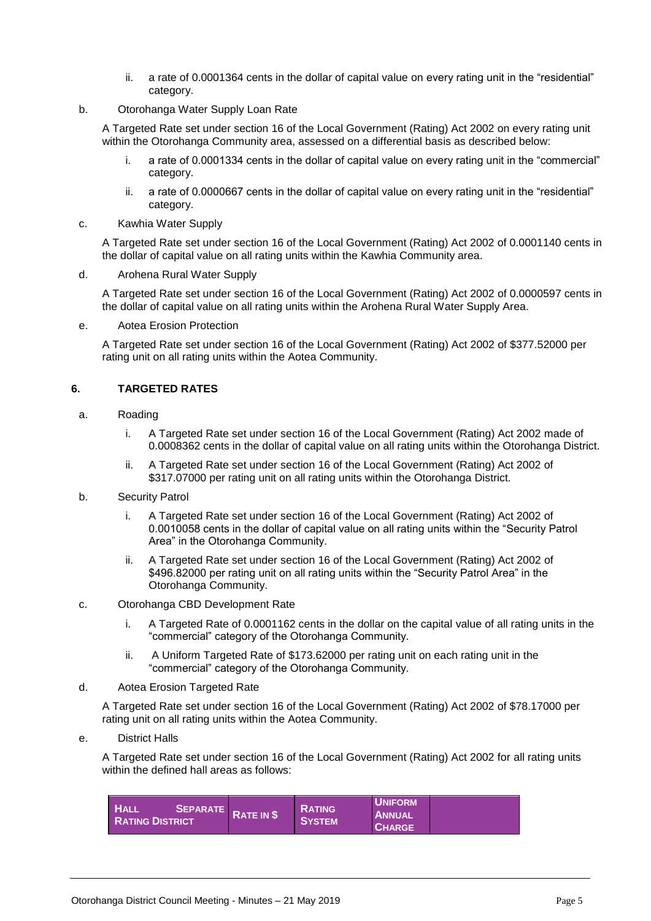ii. a rate of 0.0001364 cents in the dollar of capital value on every rating unit in the "residential" category.

b. Otorohanga Water Supply Loan Rate

A Targeted Rate set under section 16 of the Local Government (Rating) Act 2002 on every rating unit within the Otorohanga Community area, assessed on a differential basis as described below:

i. a rate of 0.0001334 cents in the dollar of capital value on every rating unit in the "commercial" category.

ii. a rate of 0.0000667 cents in the dollar of capital value on every rating unit in the "residential" category.

c. Kawhia Water Supply

A Targeted Rate set under section 16 of the Local Government (Rating) Act 2002 of 0.0001140 cents in the dollar of capital value on all rating units within the Kawhia Community area.

d. Arohena Rural Water Supply

A Targeted Rate set under section 16 of the Local Government (Rating) Act 2002 of 0.0000597 cents in the dollar of capital value on all rating units within the Arohena Rural Water Supply Area.

e. Aotea Erosion Protection

A Targeted Rate set under section 16 of the Local Government (Rating) Act 2002 of $377.52000 per rating unit on all rating units within the Aotea Community.

## 6. TARGETED RATES

a. Roading

i. A Targeted Rate set under section 16 of the Local Government (Rating) Act 2002 made of 0.0008362 cents in the dollar of capital value on all rating units within the Otorohanga District.

ii. A Targeted Rate set under section 16 of the Local Government (Rating) Act 2002 of $317.07000 per rating unit on all rating units within the Otorohanga District.

b. Security Patrol

i. A Targeted Rate set under section 16 of the Local Government (Rating) Act 2002 of 0.0010058 cents in the dollar of capital value on all rating units within the "Security Patrol Area" in the Otorohanga Community.

ii. A Targeted Rate set under section 16 of the Local Government (Rating) Act 2002 of $496.82000 per rating unit on all rating units within the "Security Patrol Area" in the Otorohanga Community.

c. Otorohanga CBD Development Rate

i. A Targeted Rate of 0.0001162 cents in the dollar on the capital value of all rating units in the "commercial" category of the Otorohanga Community.

ii. A Uniform Targeted Rate of $173.62000 per rating unit on each rating unit in the "commercial" category of the Otorohanga Community.

d. Aotea Erosion Targeted Rate

A Targeted Rate set under section 16 of the Local Government (Rating) Act 2002 of $78.17000 per rating unit on all rating units within the Aotea Community.

e. District Halls

A Targeted Rate set under section 16 of the Local Government (Rating) Act 2002 for all rating units within the defined hall areas as follows:

| HALL SEPARATE RATING DISTRICT | RATE IN $ | RATING SYSTEM | UNIFORM ANNUAL CHARGE | |
|---|---|---|---|---|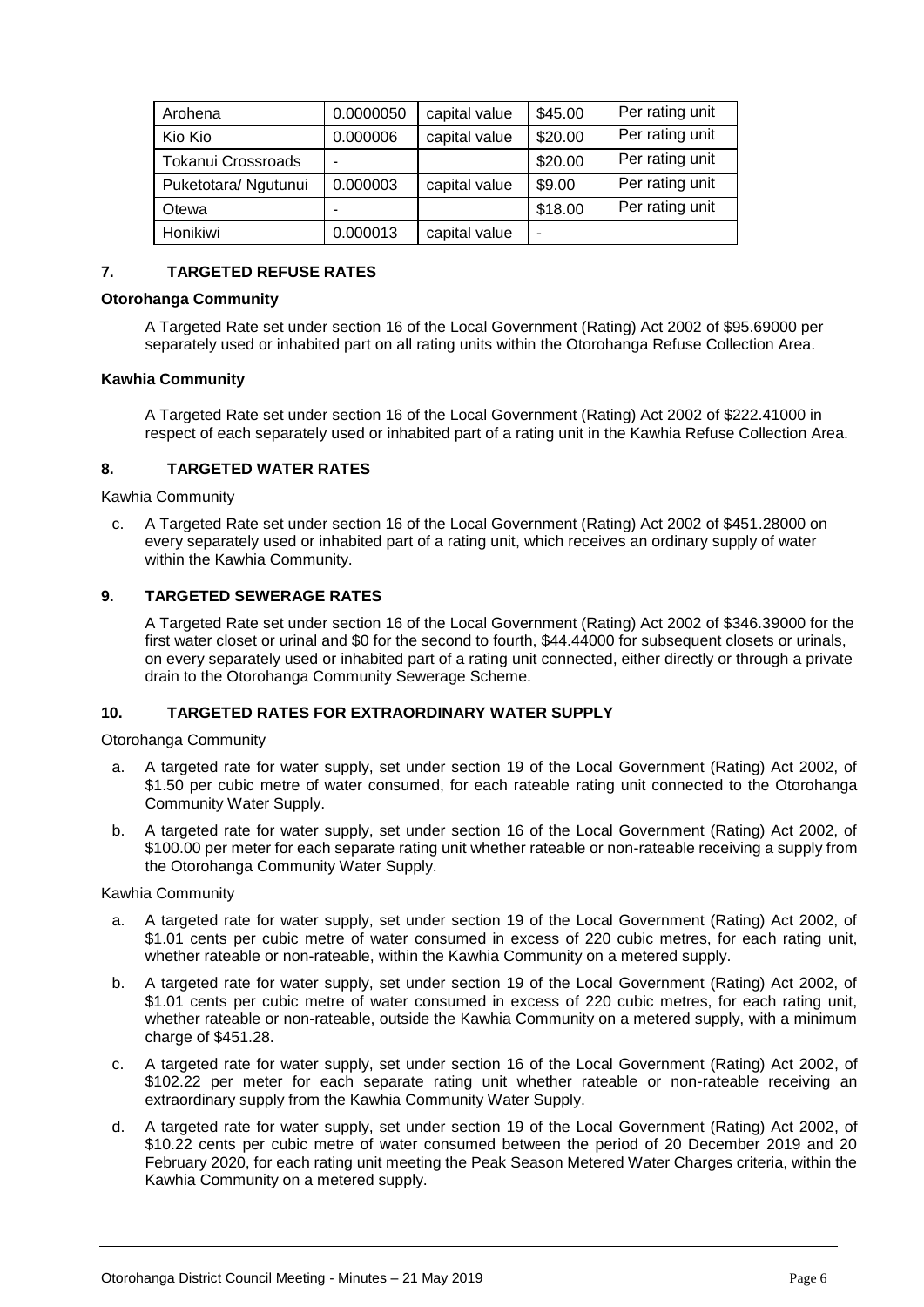| | | | | |
|---|---|---|---|---|
| Arohena | 0.0000050 | capital value | $45.00 | Per rating unit |
| Kio Kio | 0.000006 | capital value | $20.00 | Per rating unit |
| Tokanui Crossroads | - | | $20.00 | Per rating unit |
| Puketotara/ Ngutunui | 0.000003 | capital value | $9.00 | Per rating unit |
| Otewa | - | | $18.00 | Per rating unit |
| Honikiwi | 0.000013 | capital value | - | |

**7. TARGETED REFUSE RATES**

**Otorohanga Community**

A Targeted Rate set under section 16 of the Local Government (Rating) Act 2002 of $95.69000 per separately used or inhabited part on all rating units within the Otorohanga Refuse Collection Area.

**Kawhia Community**

A Targeted Rate set under section 16 of the Local Government (Rating) Act 2002 of $222.41000 in respect of each separately used or inhabited part of a rating unit in the Kawhia Refuse Collection Area.

**8. TARGETED WATER RATES**

Kawhia Community

c. A Targeted Rate set under section 16 of the Local Government (Rating) Act 2002 of $451.28000 on every separately used or inhabited part of a rating unit, which receives an ordinary supply of water within the Kawhia Community.

**9. TARGETED SEWERAGE RATES**

A Targeted Rate set under section 16 of the Local Government (Rating) Act 2002 of $346.39000 for the first water closet or urinal and $0 for the second to fourth, $44.44000 for subsequent closets or urinals, on every separately used or inhabited part of a rating unit connected, either directly or through a private drain to the Otorohanga Community Sewerage Scheme.

**10. TARGETED RATES FOR EXTRAORDINARY WATER SUPPLY**

Otorohanga Community

a. A targeted rate for water supply, set under section 19 of the Local Government (Rating) Act 2002, of $1.50 per cubic metre of water consumed, for each rateable rating unit connected to the Otorohanga Community Water Supply.

b. A targeted rate for water supply, set under section 16 of the Local Government (Rating) Act 2002, of $100.00 per meter for each separate rating unit whether rateable or non-rateable receiving a supply from the Otorohanga Community Water Supply.

Kawhia Community

a. A targeted rate for water supply, set under section 19 of the Local Government (Rating) Act 2002, of $1.01 cents per cubic metre of water consumed in excess of 220 cubic metres, for each rating unit, whether rateable or non-rateable, within the Kawhia Community on a metered supply.

b. A targeted rate for water supply, set under section 19 of the Local Government (Rating) Act 2002, of $1.01 cents per cubic metre of water consumed in excess of 220 cubic metres, for each rating unit, whether rateable or non-rateable, outside the Kawhia Community on a metered supply, with a minimum charge of $451.28.

c. A targeted rate for water supply, set under section 16 of the Local Government (Rating) Act 2002, of $102.22 per meter for each separate rating unit whether rateable or non-rateable receiving an extraordinary supply from the Kawhia Community Water Supply.

d. A targeted rate for water supply, set under section 19 of the Local Government (Rating) Act 2002, of $10.22 cents per cubic metre of water consumed between the period of 20 December 2019 and 20 February 2020, for each rating unit meeting the Peak Season Metered Water Charges criteria, within the Kawhia Community on a metered supply.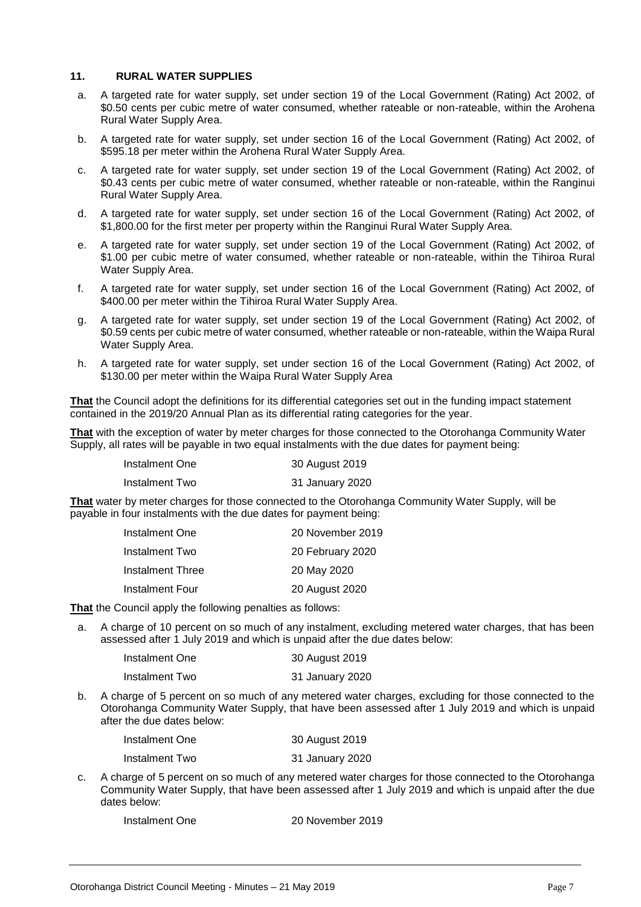### 11. RURAL WATER SUPPLIES

a. A targeted rate for water supply, set under section 19 of the Local Government (Rating) Act 2002, of $0.50 cents per cubic metre of water consumed, whether rateable or non-rateable, within the Arohena Rural Water Supply Area.

b. A targeted rate for water supply, set under section 16 of the Local Government (Rating) Act 2002, of $595.18 per meter within the Arohena Rural Water Supply Area.

c. A targeted rate for water supply, set under section 19 of the Local Government (Rating) Act 2002, of $0.43 cents per cubic metre of water consumed, whether rateable or non-rateable, within the Ranginui Rural Water Supply Area.

d. A targeted rate for water supply, set under section 16 of the Local Government (Rating) Act 2002, of $1,800.00 for the first meter per property within the Ranginui Rural Water Supply Area.

e. A targeted rate for water supply, set under section 19 of the Local Government (Rating) Act 2002, of $1.00 per cubic metre of water consumed, whether rateable or non-rateable, within the Tihiroa Rural Water Supply Area.

f. A targeted rate for water supply, set under section 16 of the Local Government (Rating) Act 2002, of $400.00 per meter within the Tihiroa Rural Water Supply Area.

g. A targeted rate for water supply, set under section 19 of the Local Government (Rating) Act 2002, of $0.59 cents per cubic metre of water consumed, whether rateable or non-rateable, within the Waipa Rural Water Supply Area.

h. A targeted rate for water supply, set under section 16 of the Local Government (Rating) Act 2002, of $130.00 per meter within the Waipa Rural Water Supply Area

**That** the Council adopt the definitions for its differential categories set out in the funding impact statement contained in the 2019/20 Annual Plan as its differential rating categories for the year.

**That** with the exception of water by meter charges for those connected to the Otorohanga Community Water Supply, all rates will be payable in two equal instalments with the due dates for payment being:

| | |
|---|---|
| Instalment One | 30 August 2019 |
| Instalment Two | 31 January 2020 |

**That** water by meter charges for those connected to the Otorohanga Community Water Supply, will be payable in four instalments with the due dates for payment being:

| | |
|---|---|
| Instalment One | 20 November 2019 |
| Instalment Two | 20 February 2020 |
| Instalment Three | 20 May 2020 |
| Instalment Four | 20 August 2020 |

**That** the Council apply the following penalties as follows:

a. A charge of 10 percent on so much of any instalment, excluding metered water charges, that has been assessed after 1 July 2019 and which is unpaid after the due dates below:

| | |
|---|---|
| Instalment One | 30 August 2019 |
| Instalment Two | 31 January 2020 |

b. A charge of 5 percent on so much of any metered water charges, excluding for those connected to the Otorohanga Community Water Supply, that have been assessed after 1 July 2019 and which is unpaid after the due dates below:

| | |
|---|---|
| Instalment One | 30 August 2019 |
| Instalment Two | 31 January 2020 |

c. A charge of 5 percent on so much of any metered water charges for those connected to the Otorohanga Community Water Supply, that have been assessed after 1 July 2019 and which is unpaid after the due dates below:

| | |
|---|---|
| Instalment One | 20 November 2019 |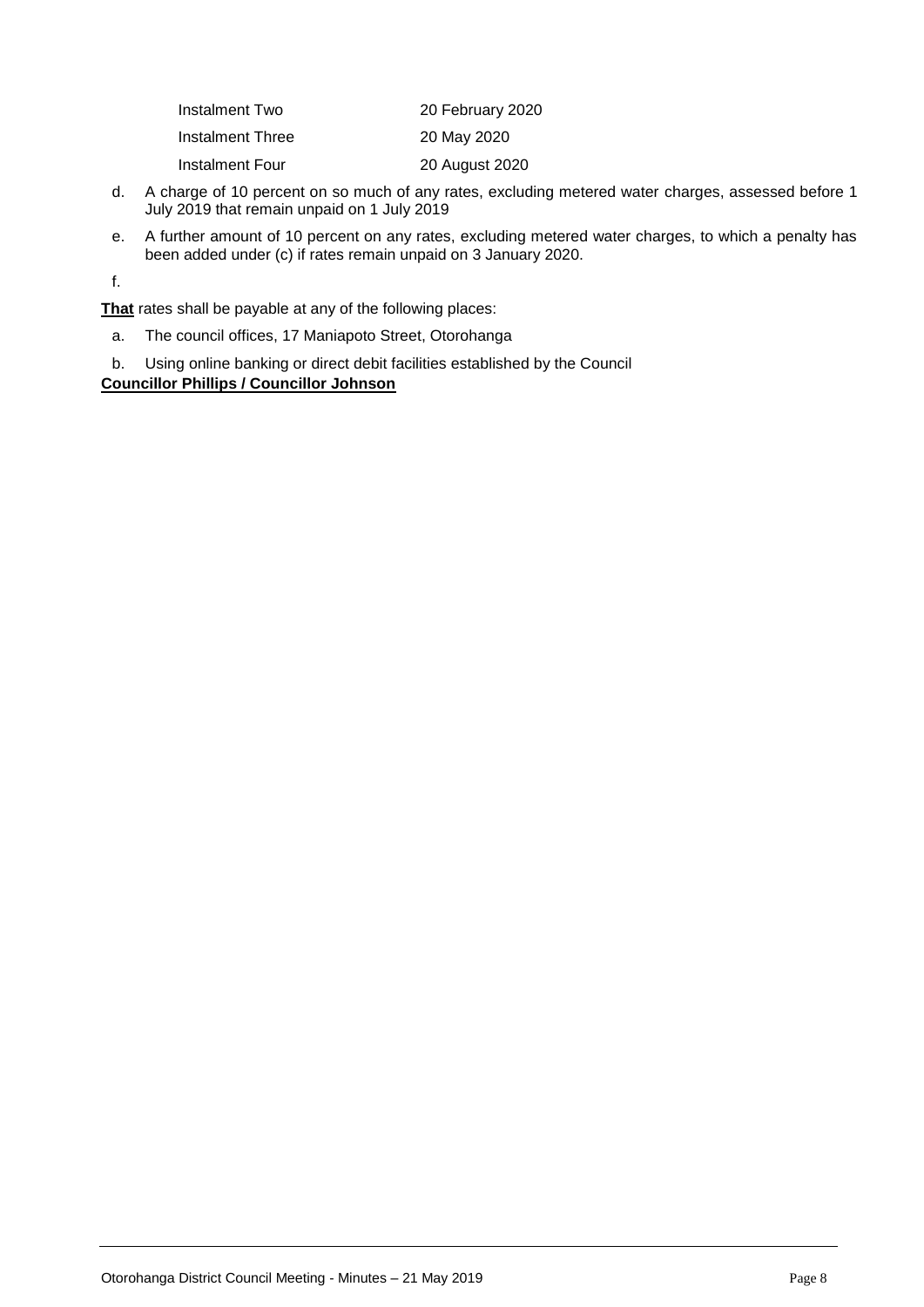| | |
|---|---|
| Instalment Two | 20 February 2020 |
| Instalment Three | 20 May 2020 |
| Instalment Four | 20 August 2020 |

d. A charge of 10 percent on so much of any rates, excluding metered water charges, assessed before 1 July 2019 that remain unpaid on 1 July 2019

e. A further amount of 10 percent on any rates, excluding metered water charges, to which a penalty has been added under (c) if rates remain unpaid on 3 January 2020.

f.

**That** rates shall be payable at any of the following places:

a. The council offices, 17 Maniapoto Street, Otorohanga

b. Using online banking or direct debit facilities established by the Council

**Councillor Phillips / Councillor Johnson**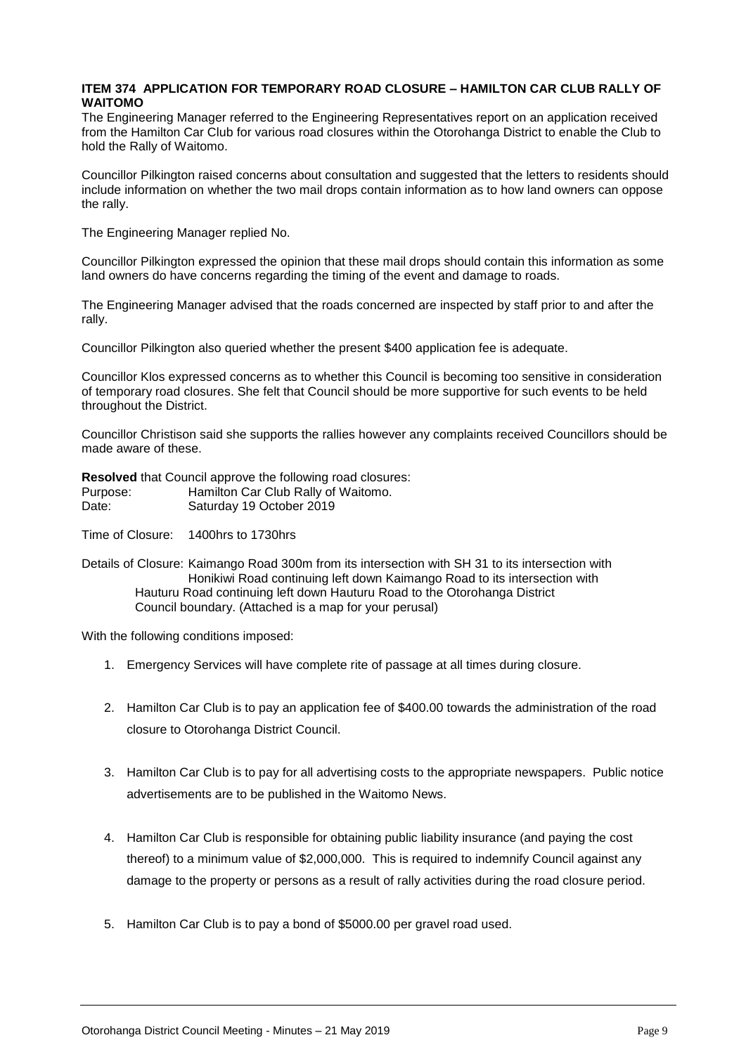**ITEM 374 APPLICATION FOR TEMPORARY ROAD CLOSURE – HAMILTON CAR CLUB RALLY OF WAITOMO**

The Engineering Manager referred to the Engineering Representatives report on an application received from the Hamilton Car Club for various road closures within the Otorohanga District to enable the Club to hold the Rally of Waitomo.

Councillor Pilkington raised concerns about consultation and suggested that the letters to residents should include information on whether the two mail drops contain information as to how land owners can oppose the rally.

The Engineering Manager replied No.

Councillor Pilkington expressed the opinion that these mail drops should contain this information as some land owners do have concerns regarding the timing of the event and damage to roads.

The Engineering Manager advised that the roads concerned are inspected by staff prior to and after the rally.

Councillor Pilkington also queried whether the present $400 application fee is adequate.

Councillor Klos expressed concerns as to whether this Council is becoming too sensitive in consideration of temporary road closures. She felt that Council should be more supportive for such events to be held throughout the District.

Councillor Christison said she supports the rallies however any complaints received Councillors should be made aware of these.

**Resolved** that Council approve the following road closures:

Purpose: Hamilton Car Club Rally of Waitomo.
Date: Saturday 19 October 2019

Time of Closure: 1400hrs to 1730hrs

Details of Closure: Kaimango Road 300m from its intersection with SH 31 to its intersection with Honikiwi Road continuing left down Kaimango Road to its intersection with Hauturu Road continuing left down Hauturu Road to the Otorohanga District Council boundary. (Attached a map for your perusal)

With the following conditions imposed:

1. Emergency Services will have complete rite of passage at all times during closure.
2. Hamilton Car Club is to pay an application fee of $400.00 towards the administration of the road closure to Otorohanga District Council.
3. Hamilton Car Club is to pay for all advertising costs to the appropriate newspapers. Public notice advertisements are to be published in the Waitomo News.
4. Hamilton Car Club is responsible for obtaining public liability insurance (and paying the cost thereof) to a minimum value of $2,000,000. This is required to indemnify Council against any damage to the property or persons as a result of rally activities during the road closure period.
5. Hamilton Car Club is to pay a bond of $5000.00 per gravel road used.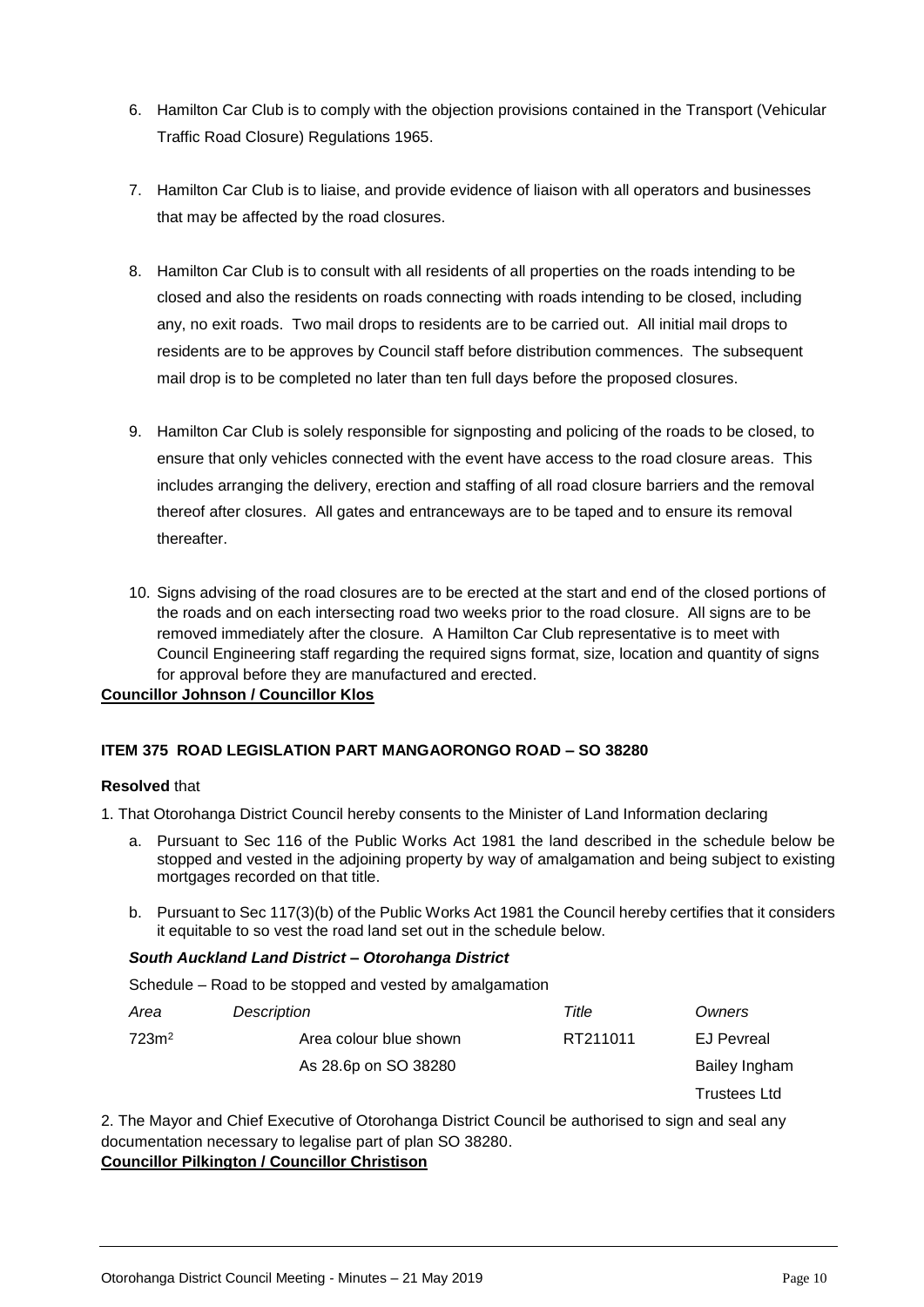6. Hamilton Car Club is to comply with the objection provisions contained in the Transport (Vehicular Traffic Road Closure) Regulations 1965.

7. Hamilton Car Club is to liaise, and provide evidence of liaison with all operators and businesses that may be affected by the road closures.

8. Hamilton Car Club is to consult with all residents of all properties on the roads intending to be closed and also the residents on roads connecting with roads intending to be closed, including any, no exit roads. Two mail drops to residents are to be carried out. All initial mail drops to residents are to be approves by Council staff before distribution commences. The subsequent mail drop is to be completed no later than ten full days before the proposed closures.

9. Hamilton Car Club is solely responsible for signposting and policing of the roads to be closed, to ensure that only vehicles connected with the event have access to the road closure areas. This includes arranging the delivery, erection and staffing of all road closure barriers and the removal thereof after closures. All gates and entranceways are to be taped and to ensure its removal thereafter.

10. Signs advising of the road closures are to be erected at the start and end of the closed portions of the roads and on each intersecting road two weeks prior to the road closure. All signs are to be removed immediately after the closure. A Hamilton Car Club representative is to meet with Council Engineering staff regarding the required signs format, size, location and quantity of signs for approval before they are manufactured and erected.

**Councillor Johnson / Councillor Klos**

**ITEM 375 ROAD LEGISLATION PART MANGAORONGO ROAD – SO 38280**

**Resolved** that

1. That Otorohanga District Council hereby consents to the Minister of Land Information declaring

   a. Pursuant to Sec 116 of the Public Works Act 1981 the land described in the schedule below be stopped and vested in the adjoining property by way of amalgamation and being subject to existing mortgages recorded on that title.

   b. Pursuant to Sec 117(3)(b) of the Public Works Act 1981 the Council hereby certifies that it considers it equitable to so vest the road land set out in the schedule below.

***South Auckland Land District – Otorohanga District***

Schedule – Road to be stopped and vested by amalgamation

| *Area* | *Description* | *Title* | *Owners* |
|---|---|---|---|
| 723m² | Area colour blue shown As 28.6p on SO 38280 | RT211011 | EJ Pevreal Bailey Ingham Trustees Ltd |

2. The Mayor and Chief Executive of Otorohanga District Council be authorised to sign and seal any documentation necessary to legalise part of plan SO 38280.

**Councillor Pilkington / Councillor Christison**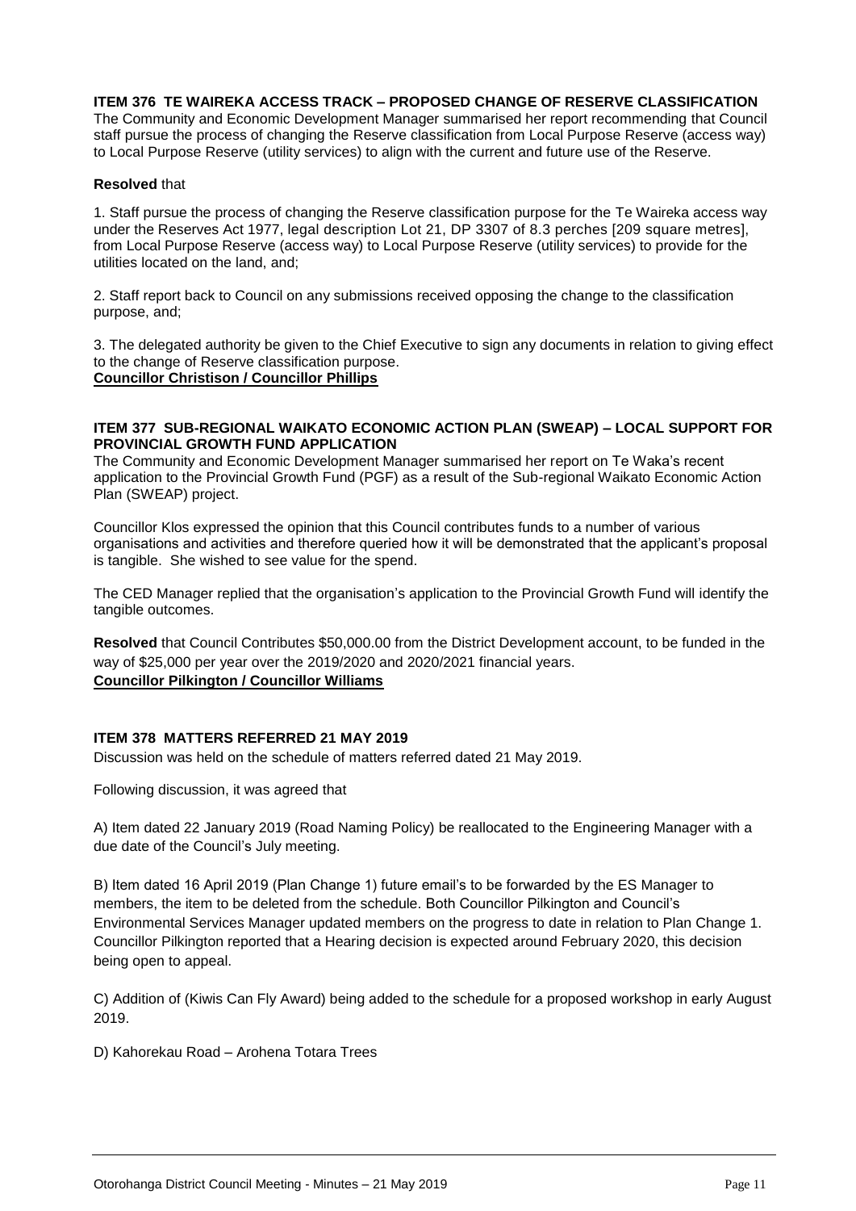**ITEM 376 TE WAIREKA ACCESS TRACK – PROPOSED CHANGE OF RESERVE CLASSIFICATION**

The Community and Economic Development Manager summarised her report recommending that Council staff pursue the process of changing the Reserve classification from Local Purpose Reserve (access way) to Local Purpose Reserve (utility services) to align with the current and future use of the Reserve.

**Resolved** that

1. Staff pursue the process of changing the Reserve classification purpose for the Te Waireka access way under the Reserves Act 1977, legal description Lot 21, DP 3307 of 8.3 perches [209 square metres], from Local Purpose Reserve (access way) to Local Purpose Reserve (utility services) to provide for the utilities located on the land, and;

2. Staff report back to Council on any submissions received opposing the change to the classification purpose, and;

3. The delegated authority be given to the Chief Executive to sign any documents in relation to giving effect to the change of Reserve classification purpose.

**Councillor Christison / Councillor Phillips**

**ITEM 377 SUB-REGIONAL WAIKATO ECONOMIC ACTION PLAN (SWEAP) – LOCAL SUPPORT FOR PROVINCIAL GROWTH FUND APPLICATION**

The Community and Economic Development Manager summarised her report on Te Waka's recent application to the Provincial Growth Fund (PGF) as a result of the Sub-regional Waikato Economic Action Plan (SWEAP) project.

Councillor Klos expressed the opinion that this Council contributes funds to a number of various organisations and activities and therefore queried how it will be demonstrated that the applicant's proposal is tangible. She wished to see value for the spend.

The CED Manager replied that the organisation's application to the Provincial Growth Fund will identify the tangible outcomes.

**Resolved** that Council Contributes $50,000.00 from the District Development account, to be funded in the way of $25,000 per year over the 2019/2020 and 2020/2021 financial years.

**Councillor Pilkington / Councillor Williams**

**ITEM 378 MATTERS REFERRED 21 MAY 2019**

Discussion was held on the schedule of matters referred dated 21 May 2019.

Following discussion, it was agreed that

A) Item dated 22 January 2019 (Road Naming Policy) be reallocated to the Engineering Manager with a due date of the Council's July meeting.

B) Item dated 16 April 2019 (Plan Change 1) future email's to be forwarded by the ES Manager to members, the item to be deleted from the schedule. Both Councillor Pilkington and Council's Environmental Services Manager updated members on the progress to date in relation to Plan Change 1. Councillor Pilkington reported that a Hearing decision is expected around February 2020, this decision being open to appeal.

C) Addition of (Kiwis Can Fly Award) being added to the schedule for a proposed workshop in early August 2019.

D) Kahorekau Road – Arohena Totara Trees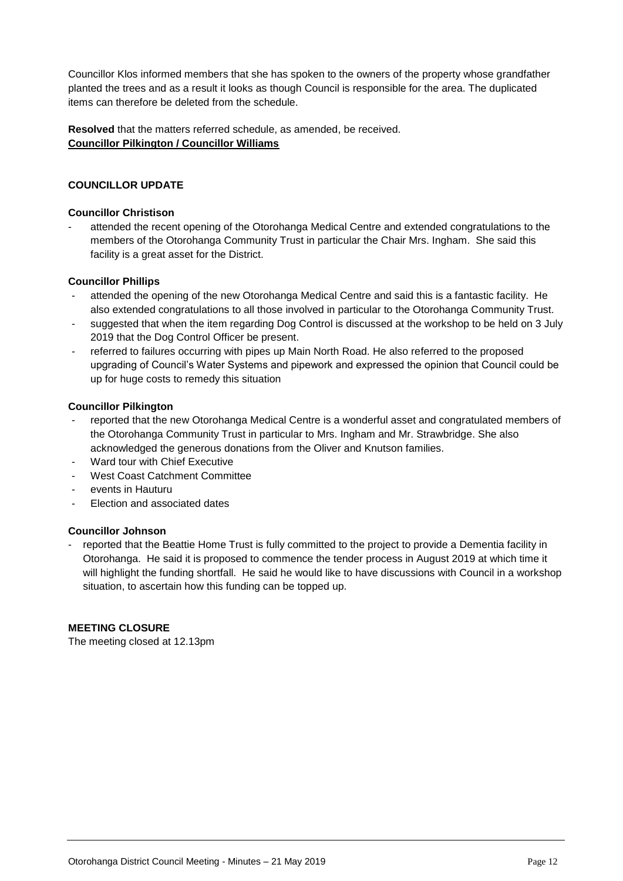Councillor Klos informed members that she has spoken to the owners of the property whose grandfather planted the trees and as a result it looks as though Council is responsible for the area. The duplicated items can therefore be deleted from the schedule.

**Resolved** that the matters referred schedule, as amended, be received.
**Councillor Pilkington / Councillor Williams**

### COUNCILLOR UPDATE

**Councillor Christison**

- attended the recent opening of the Otorohanga Medical Centre and extended congratulations to the members of the Otorohanga Community Trust in particular the Chair Mrs. Ingham. She said this facility is a great asset for the District.

**Councillor Phillips**

- attended the opening of the new Otorohanga Medical Centre and said this is a fantastic facility. He also extended congratulations to all those involved in particular to the Otorohanga Community Trust.
- suggested that when the item regarding Dog Control is discussed at the workshop to be held on 3 July 2019 that the Dog Control Officer be present.
- referred to failures occurring with pipes up Main North Road. He also referred to the proposed upgrading of Council's Water Systems and pipework and expressed the opinion that Council could be up for huge costs to remedy this situation

**Councillor Pilkington**

- reported that the new Otorohanga Medical Centre is a wonderful asset and congratulated members of the Otorohanga Community Trust in particular to Mrs. Ingham and Mr. Strawbridge. She also acknowledged the generous donations from the Oliver and Knutson families.
- Ward tour with Chief Executive
- West Coast Catchment Committee
- events in Hauturu
- Election and associated dates

**Councillor Johnson**

- reported that the Beattie Home Trust is fully committed to the project to provide a Dementia facility in Otorohanga. He said it is proposed to commence the tender process in August 2019 at which time it will highlight the funding shortfall. He said he would like to have discussions with Council in a workshop situation, to ascertain how this funding can be topped up.

### MEETING CLOSURE

The meeting closed at 12.13pm